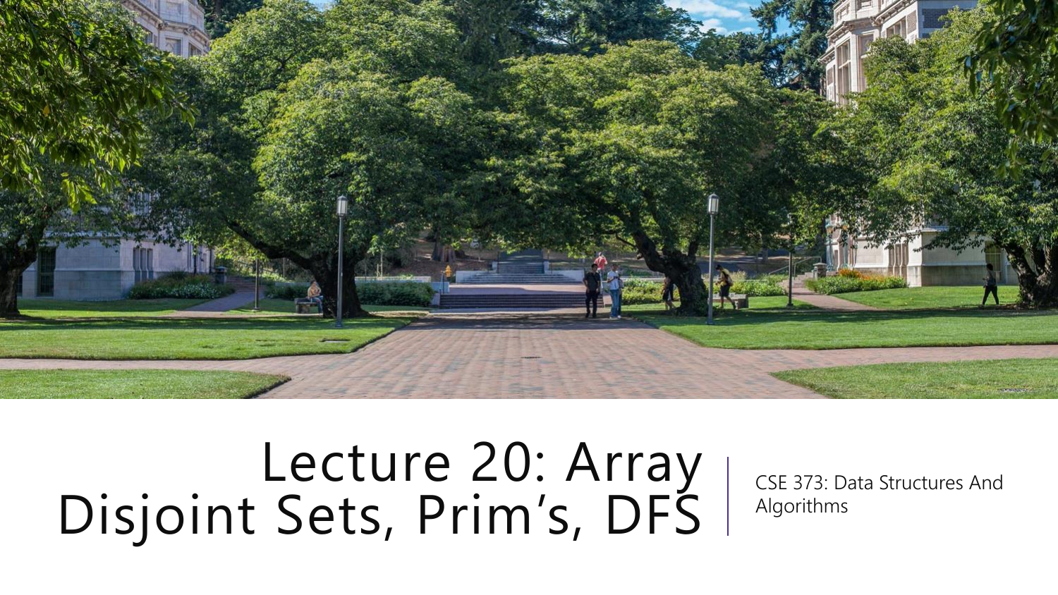# Lecture 20: Array Disjoint Sets, Prim's, DFS

CSE 373: Data Structures And Algorithms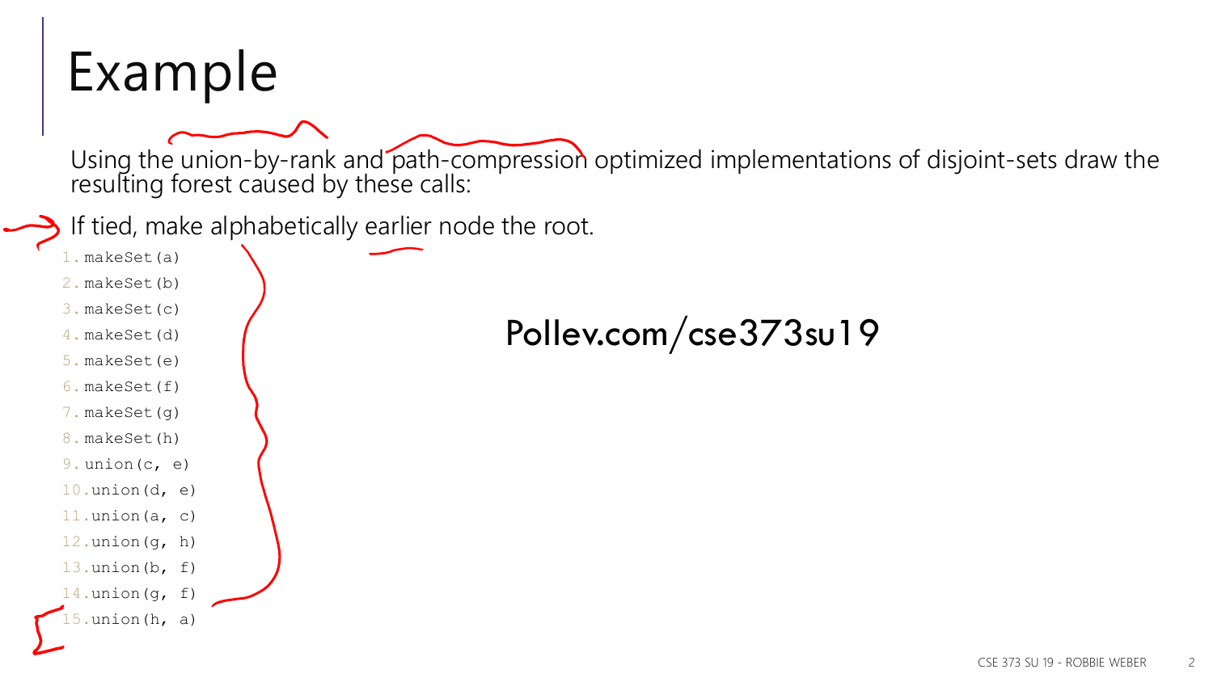# Example

Using the union-by-rank and path-compression optimized implementations of disjoint-sets draw the resulting forest caused by these calls:

If tied, make alphabetically earlier node the root.

```
1. makeSet(a)
2. makeSet(b)
3. makeSet(c)
4. makeSet(d)
5. makeSet(e)
6. makeSet(f)
7. makeSet(g)
8. makeSet(h)
9. union(c, e)
10. union(d, e)
11. union(a, c)
12. union(g, h)
13. union(b, f)
14. union(g, f)
15. union(h, a)
```

Pollev.com/cse373su19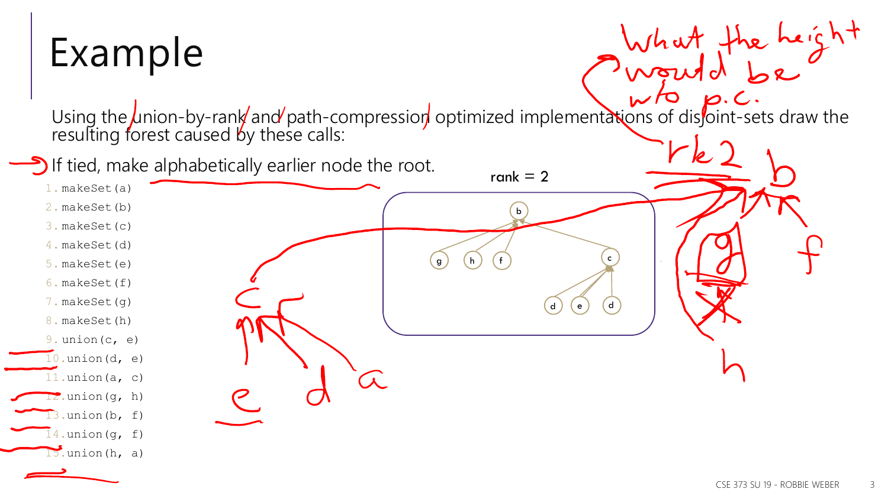# Example

Using the union-by-rank and path-compression optimized implementations of disjoint-sets draw the resulting forest caused by these calls:

If tied, make alphabetically earlier node the root.

```
1. makeSet(a)
2. makeSet(b)
3. makeSet(c)
4. makeSet(d)
5. makeSet(e)
6. makeSet(f)
7. makeSet(g)
8. makeSet(h)
9. union(c, e)
10.union(d, e)
11.union(a, c)
12.union(g, h)
13.union(b, f)
14.union(g, f)
15.union(h, a)
```

rank = 2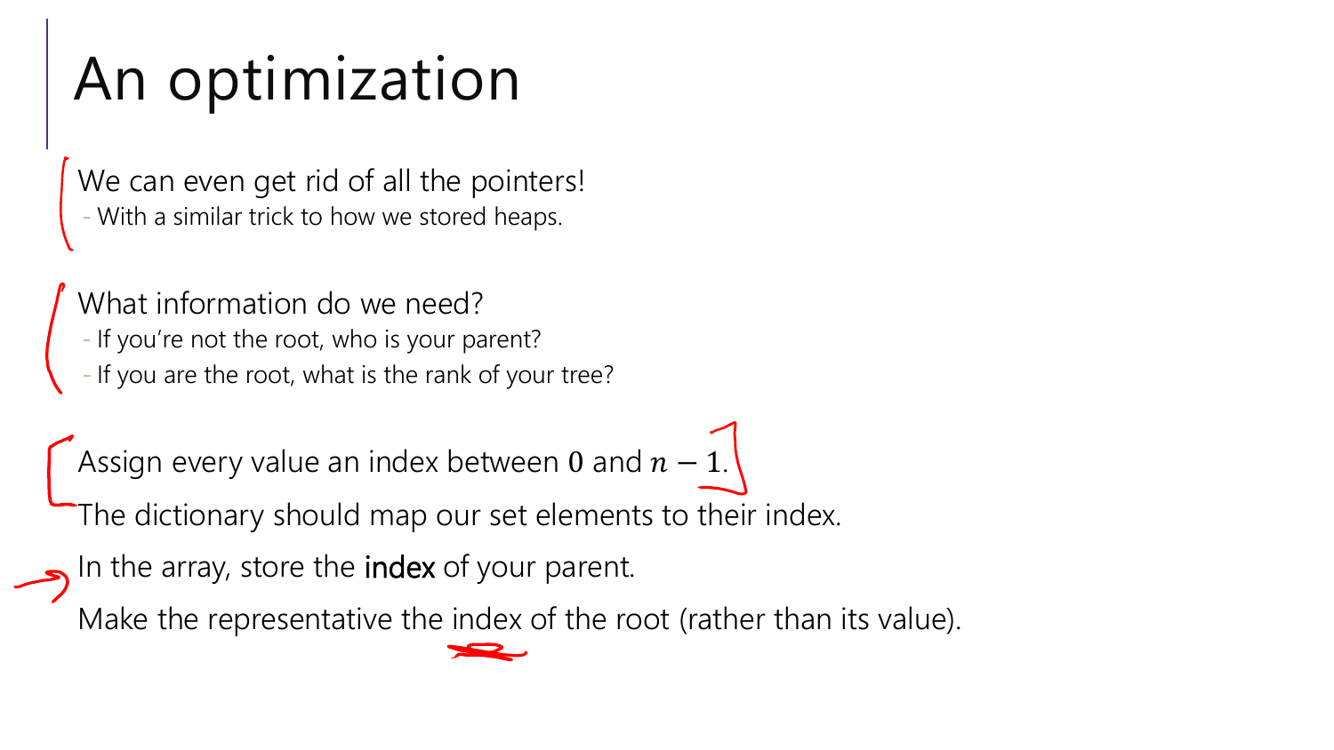# An optimization

- We can even get rid of all the pointers!
  - With a similar trick to how we stored heaps.

- What information do we need?
  - If you're not the root, who is your parent?
  - If you are the root, what is the rank of your tree?

- Assign every value an index between $0$ and $n-1$.
- The dictionary should map our set elements to their index.
- In the array, store the **index** of your parent.
- Make the representative the index of the root (rather than its value).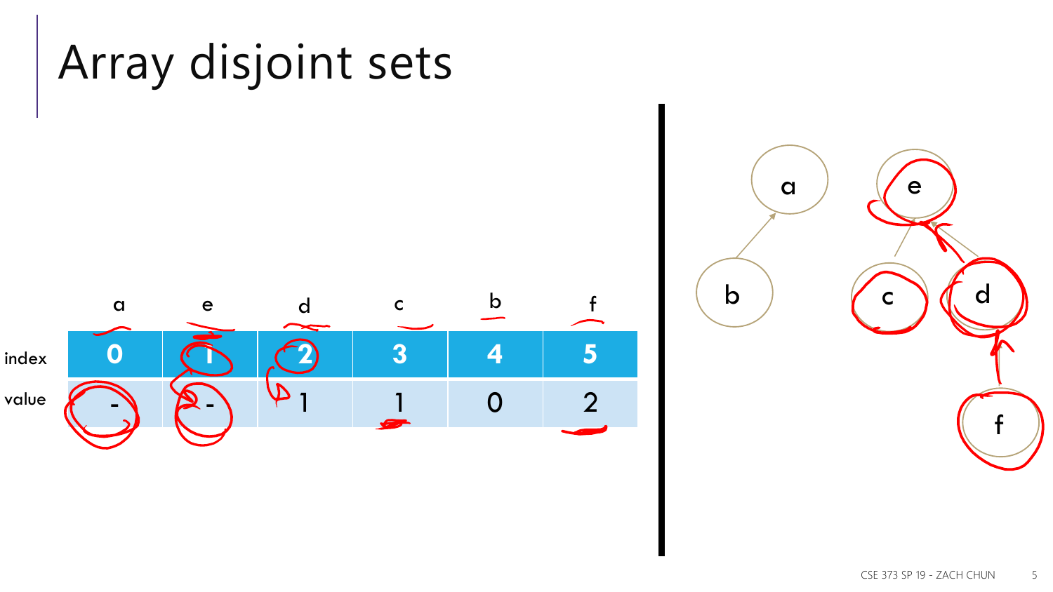# Array disjoint sets

| | a | e | d | c | b | f |
|---|---|---|---|---|---|---|
| index | 0 | 1 | 2 | 3 | 4 | 5 |
| value | - | - | 1 | 1 | 0 | 2 |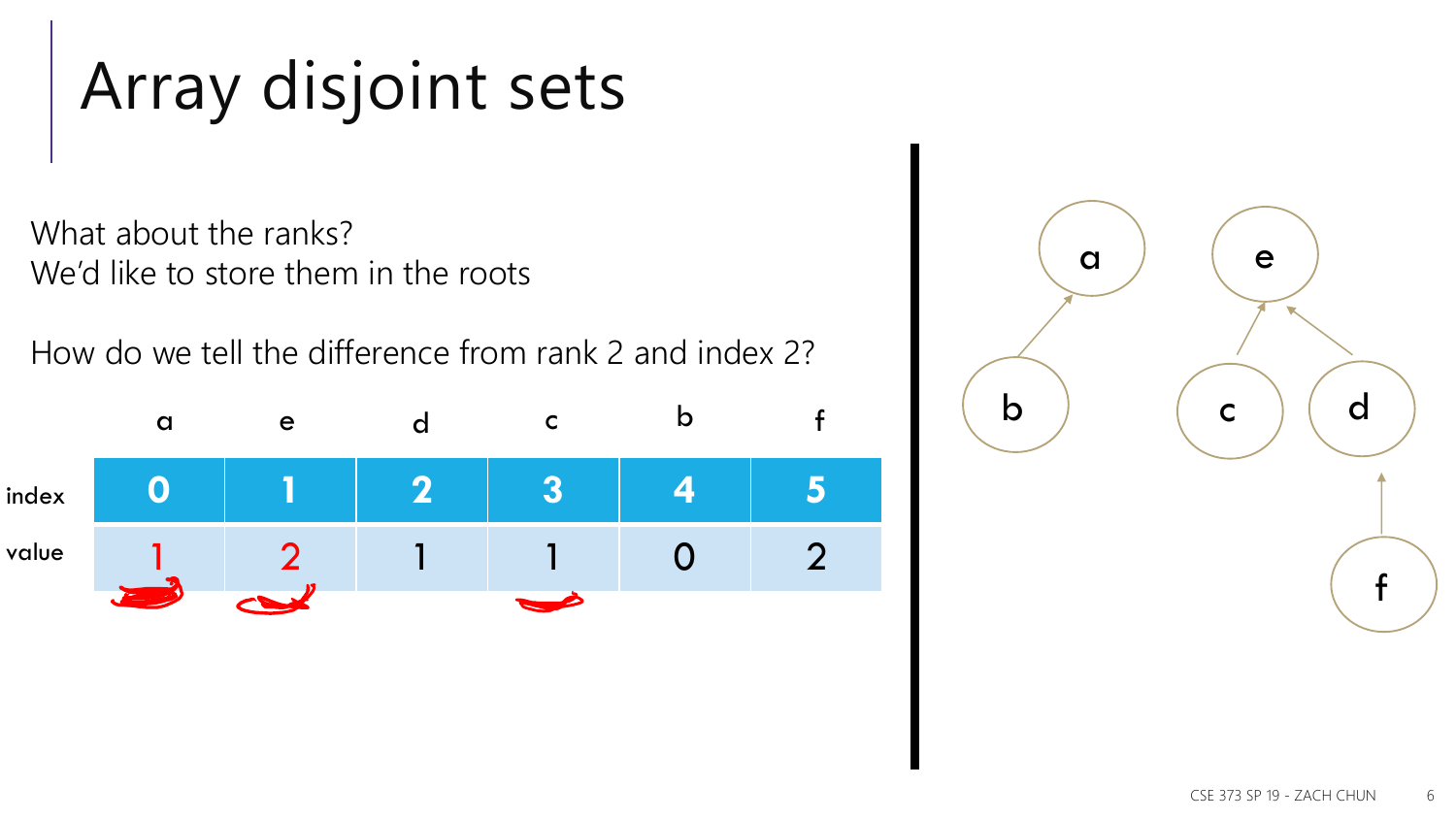# Array disjoint sets

What about the ranks?
We'd like to store them in the roots

How do we tell the difference from rank 2 and index 2?

| | a | e | d | c | b | f |
|---|---|---|---|---|---|---|
| index | 0 | 1 | 2 | 3 | 4 | 5 |
| value | 1 | 2 | 1 | 1 | 0 | 2 |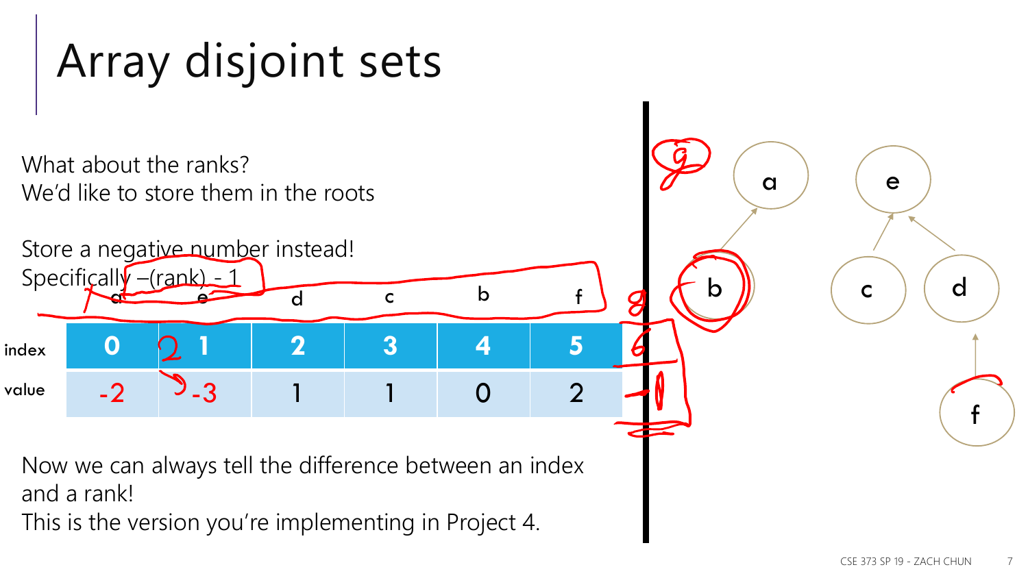# Array disjoint sets

What about the ranks?
We'd like to store them in the roots

Store a negative number instead!
Specifically –(rank) - 1

| | a | e | d | c | b | f |
|---|---|---|---|---|---|---|
| index | 0 | 1 | 2 | 3 | 4 | 5 |
| value | -2 | -3 | 1 | 1 | 0 | 2 |

Now we can always tell the difference between an index and a rank!
This is the version you're implementing in Project 4.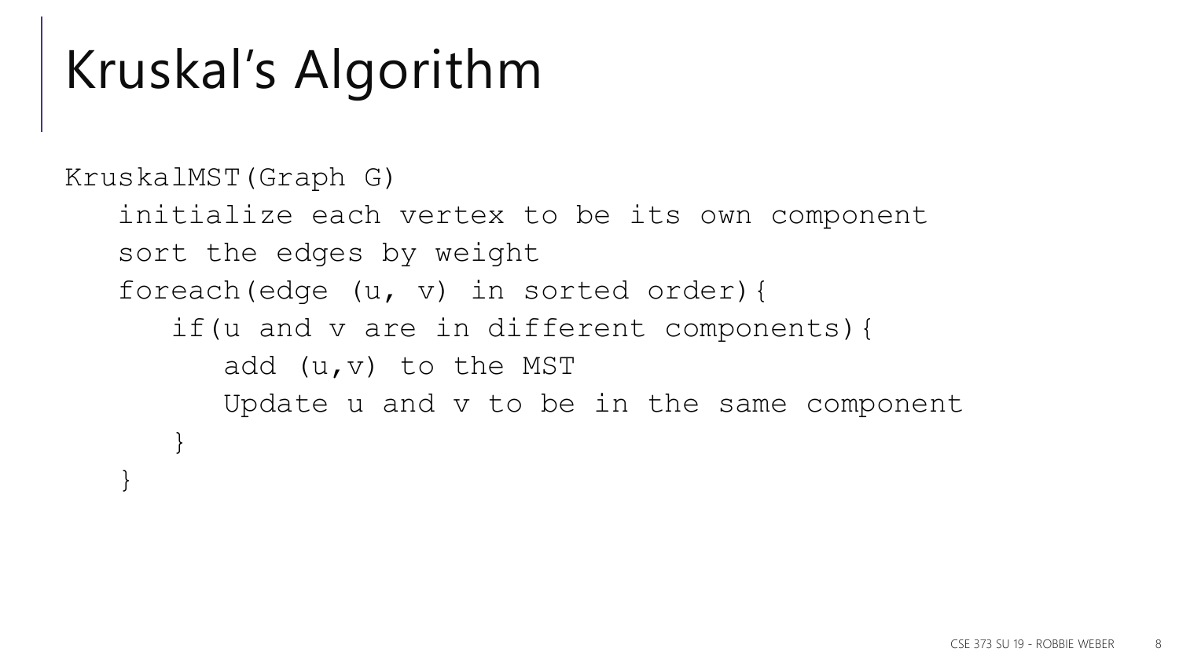# Kruskal's Algorithm

```
KruskalMST(Graph G)
   initialize each vertex to be its own component
   sort the edges by weight
   foreach(edge (u, v) in sorted order){
      if(u and v are in different components){
         add (u,v) to the MST
         Update u and v to be in the same component
      }
   }
```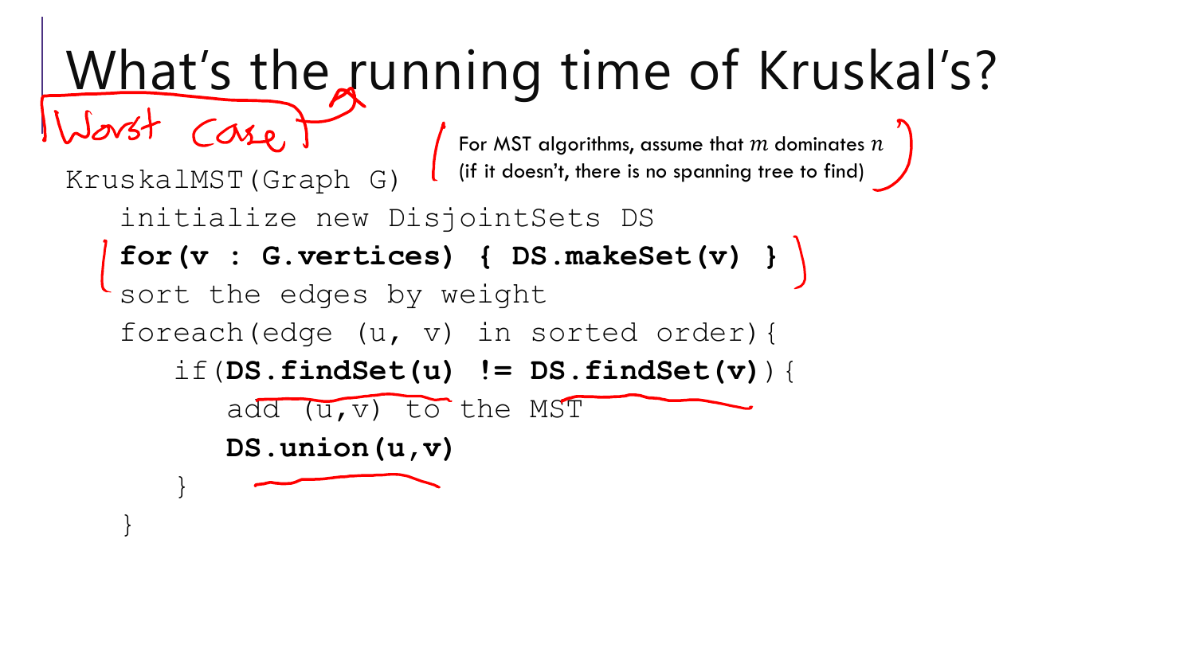# What's the running time of Kruskal's?

Worst Case

For MST algorithms, assume that $m$ dominates $n$ (if it doesn't, there is no spanning tree to find)

```
KruskalMST(Graph G)
   initialize new DisjointSets DS
   for(v : G.vertices) { DS.makeSet(v) }
   sort the edges by weight
   foreach(edge (u, v) in sorted order){
      if(DS.findSet(u) != DS.findSet(v)){
         add (u,v) to the MST
         DS.union(u,v)
      }
   }
```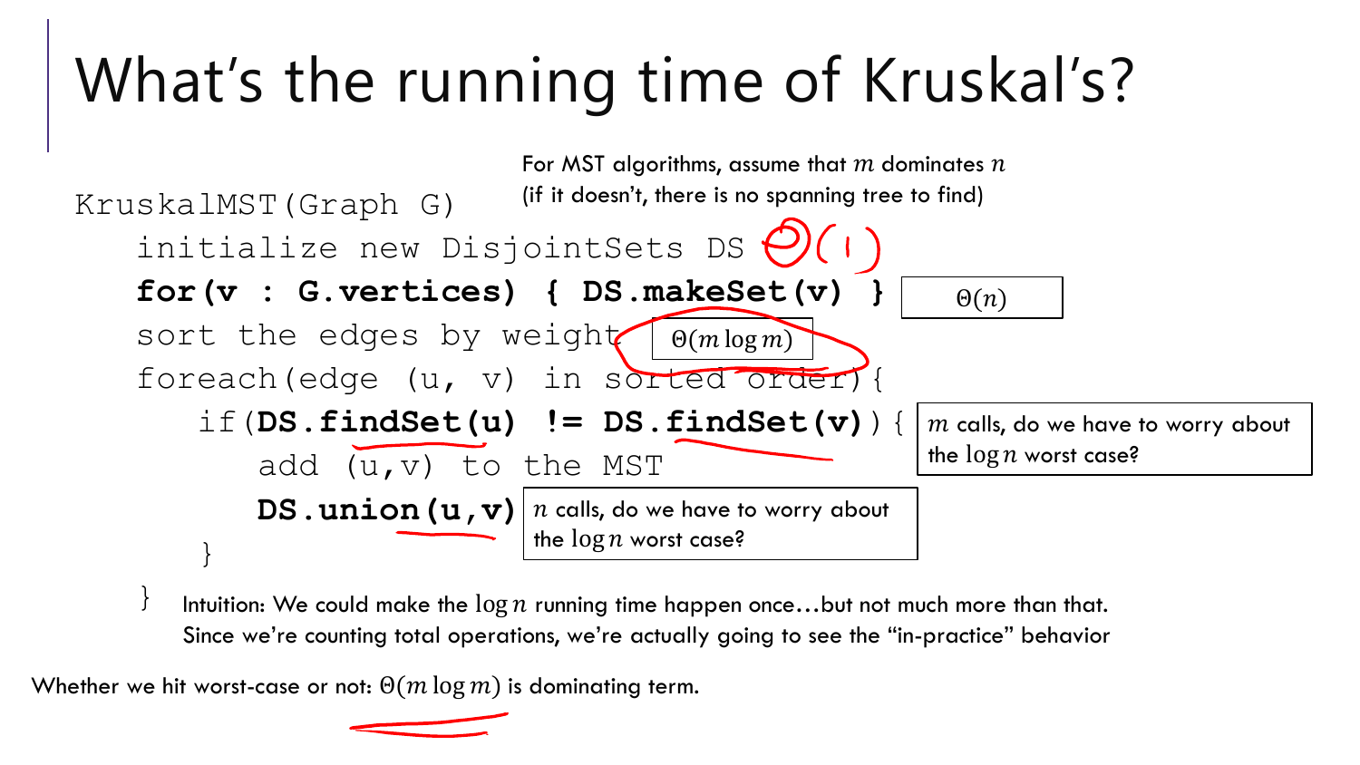# What's the running time of Kruskal's?

For MST algorithms, assume that $m$ dominates $n$ (if it doesn't, there is no spanning tree to find)

```
KruskalMST(Graph G)
   initialize new DisjointSets DS
   for(v : G.vertices) { DS.makeSet(v) }
   sort the edges by weight
   foreach(edge (u, v) in sorted order){
      if(DS.findSet(u) != DS.findSet(v)) {
         add (u,v) to the MST
         DS.union(u,v)
      }
   }
```

- initialize new DisjointSets DS: $\Theta(1)$
- for(v : G.vertices) { DS.makeSet(v) }: $\Theta(n)$
- sort the edges by weight: $\Theta(m \log m)$
- findSet: $m$ calls, do we have to worry about the $\log n$ worst case?
- union: $n$ calls, do we have to worry about the $\log n$ worst case?

Intuition: We could make the $\log n$ running time happen once…but not much more than that. Since we're counting total operations, we're actually going to see the "in-practice" behavior

Whether we hit worst-case or not: $\Theta(m \log m)$ is dominating term.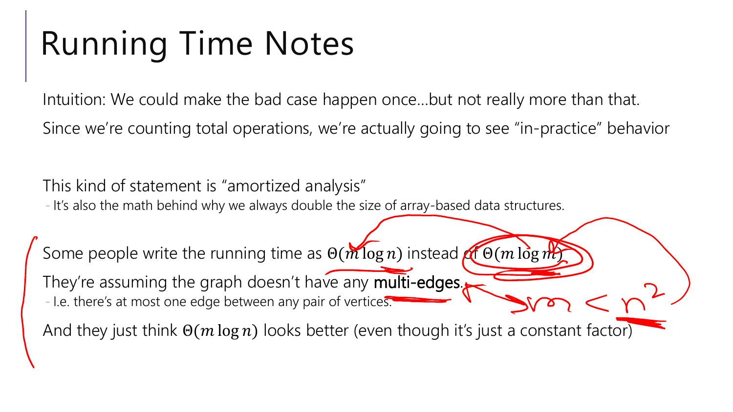# Running Time Notes

Intuition: We could make the bad case happen once…but not really more than that.

Since we're counting total operations, we're actually going to see "in-practice" behavior

This kind of statement is "amortized analysis"

- It's also the math behind why we always double the size of array-based data structures.

Some people write the running time as $\Theta(m \log n)$ instead of $\Theta(m \log m)$

They're assuming the graph doesn't have any **multi-edges**.

- I.e. there's at most one edge between any pair of vertices.

And they just think $\Theta(m \log n)$ looks better (even though it's just a constant factor)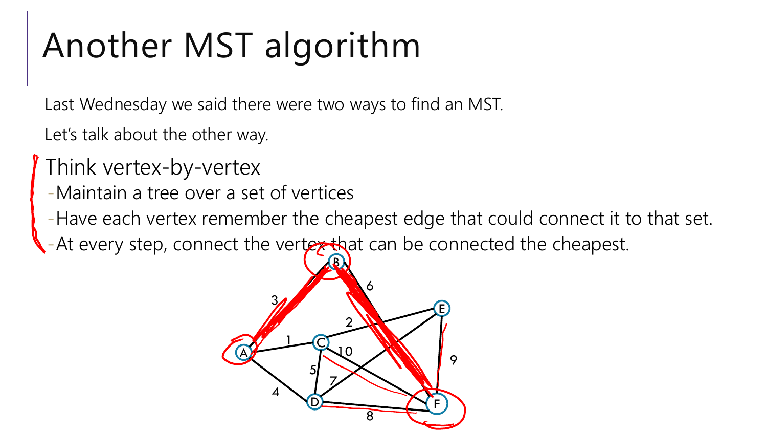# Another MST algorithm

Last Wednesday we said there were two ways to find an MST.

Let's talk about the other way.

Think vertex-by-vertex

- Maintain a tree over a set of vertices
- Have each vertex remember the cheapest edge that could connect it to that set.
- At every step, connect the vertex that can be connected the cheapest.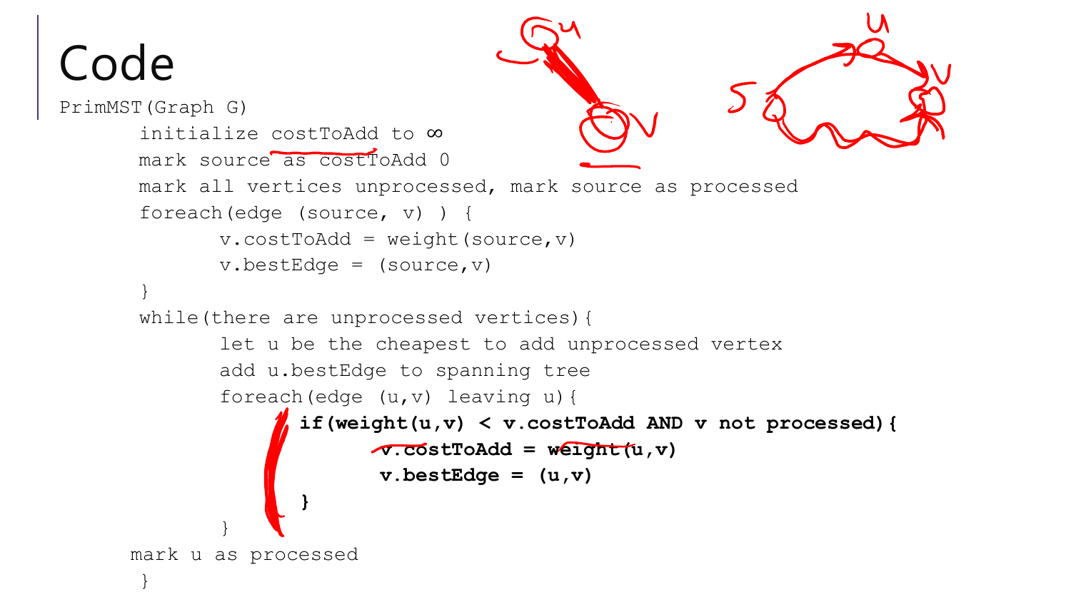# Code

```
PrimMST(Graph G)
       initialize costToAdd to ∞
       mark source as costToAdd 0
       mark all vertices unprocessed, mark source as processed
       foreach(edge (source, v) ) {
              v.costToAdd = weight(source,v)
              v.bestEdge = (source,v)
       }
       while(there are unprocessed vertices){
              let u be the cheapest to add unprocessed vertex
              add u.bestEdge to spanning tree
              foreach(edge (u,v) leaving u){
                     if(weight(u,v) < v.costToAdd AND v not processed){
                            v.costToAdd = weight(u,v)
                            v.bestEdge = (u,v)
                     }
              }
      mark u as processed
       }
```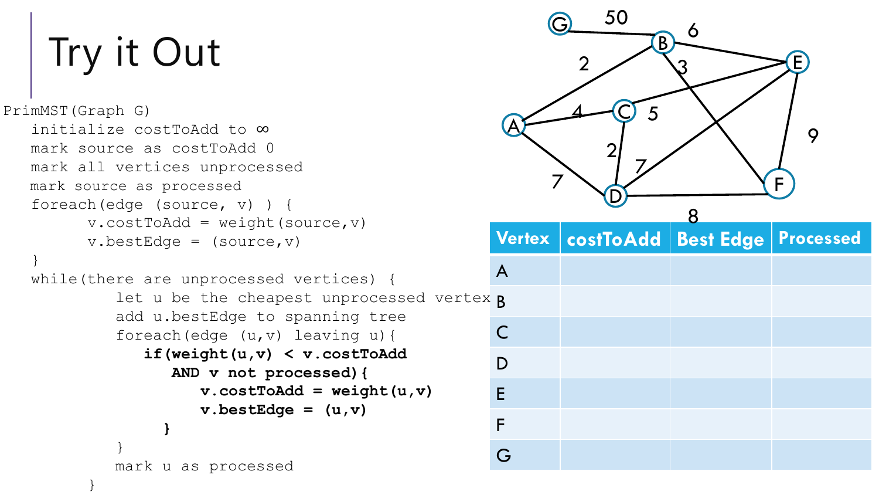# Try it Out

```
PrimMST(Graph G)
   initialize costToAdd to ∞
   mark source as costToAdd 0
   mark all vertices unprocessed
   mark source as processed
   foreach(edge (source, v) ) {
         v.costToAdd = weight(source,v)
         v.bestEdge = (source,v)
   }
   while(there are unprocessed vertices) {
            let u be the cheapest unprocessed vertex
            add u.bestEdge to spanning tree
            foreach(edge (u,v) leaving u){
               if(weight(u,v) < v.costToAdd
                  AND v not processed){
                     v.costToAdd = weight(u,v)
                     v.bestEdge = (u,v)
                 }
            }
            mark u as processed
      }
```

| Vertex | costToAdd | Best Edge | Processed |
|---|---|---|---|
| A | | | |
| B | | | |
| C | | | |
| D | | | |
| E | | | |
| F | | | |
| G | | | |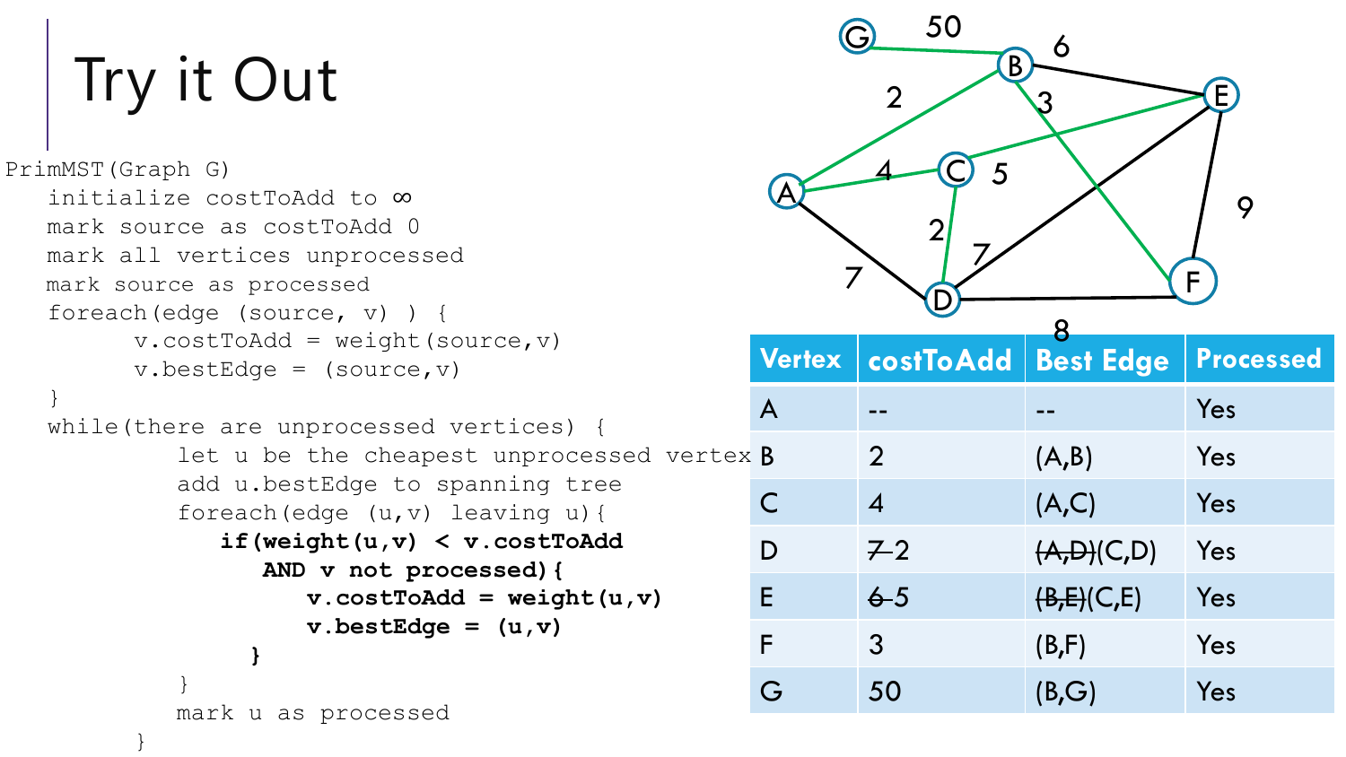# Try it Out

```
PrimMST(Graph G)
   initialize costToAdd to ∞
   mark source as costToAdd 0
   mark all vertices unprocessed
   mark source as processed
   foreach(edge (source, v) ) {
         v.costToAdd = weight(source,v)
         v.bestEdge = (source,v)
   }
   while(there are unprocessed vertices) {
            let u be the cheapest unprocessed vertex
            add u.bestEdge to spanning tree
            foreach(edge (u,v) leaving u){
               if(weight(u,v) < v.costToAdd
                  AND v not processed){
                     v.costToAdd = weight(u,v)
                     v.bestEdge = (u,v)
                 }
            }
            mark u as processed
      }
```

| Vertex | costToAdd | Best Edge | Processed |
| --- | --- | --- | --- |
| A | -- | -- | Yes |
| B | 2 | (A,B) | Yes |
| C | 4 | (A,C) | Yes |
| D | ~~7~~ 2 | ~~(A,D)~~(C,D) | Yes |
| E | ~~6~~ 5 | ~~(B,E)~~(C,E) | Yes |
| F | 3 | (B,F) | Yes |
| G | 50 | (B,G) | Yes |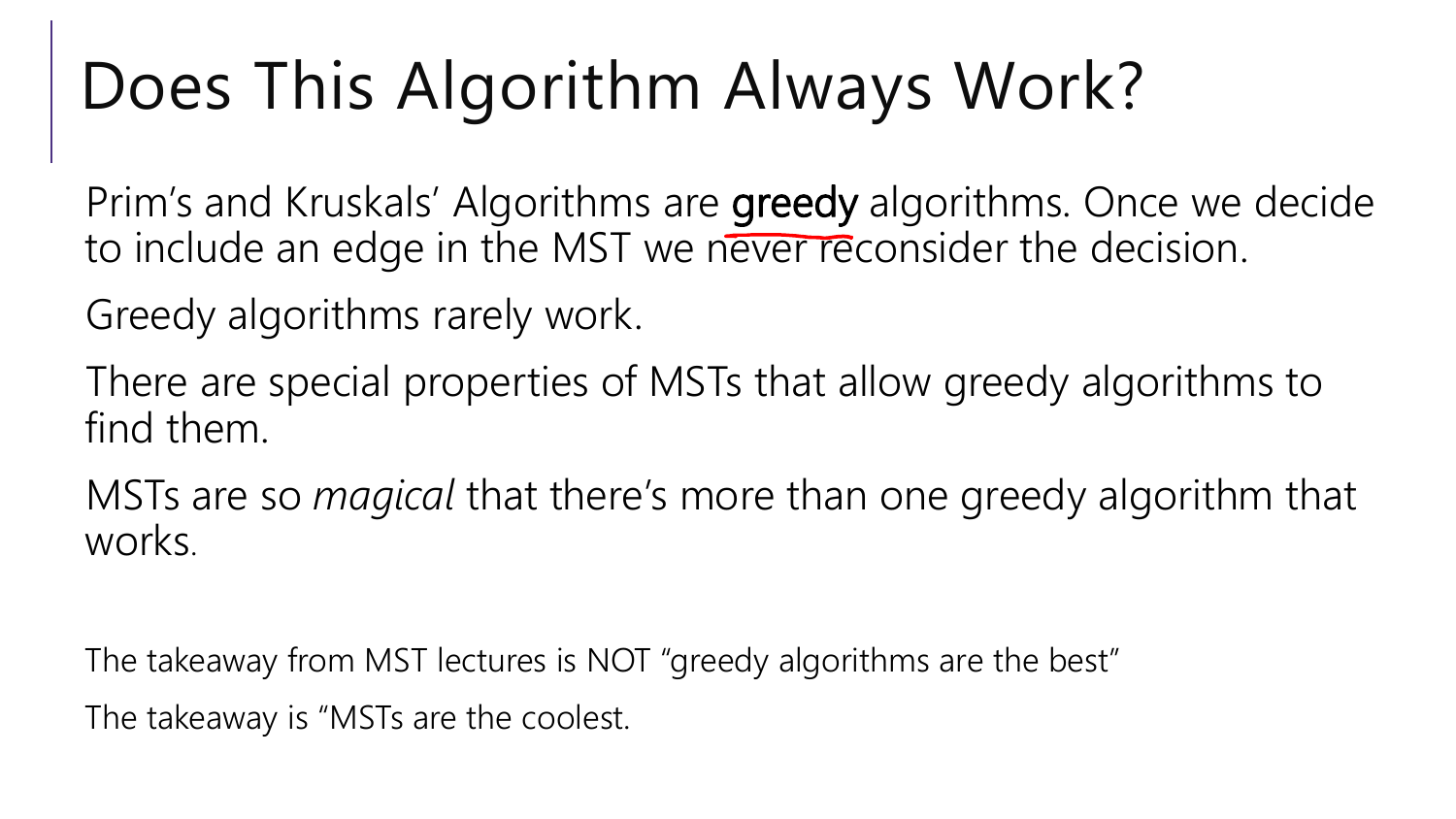# Does This Algorithm Always Work?

Prim's and Kruskals' Algorithms are **greedy** algorithms. Once we decide to include an edge in the MST we never reconsider the decision.

Greedy algorithms rarely work.

There are special properties of MSTs that allow greedy algorithms to find them.

MSTs are so *magical* that there's more than one greedy algorithm that works.

The takeaway from MST lectures is NOT "greedy algorithms are the best"

The takeaway is "MSTs are the coolest.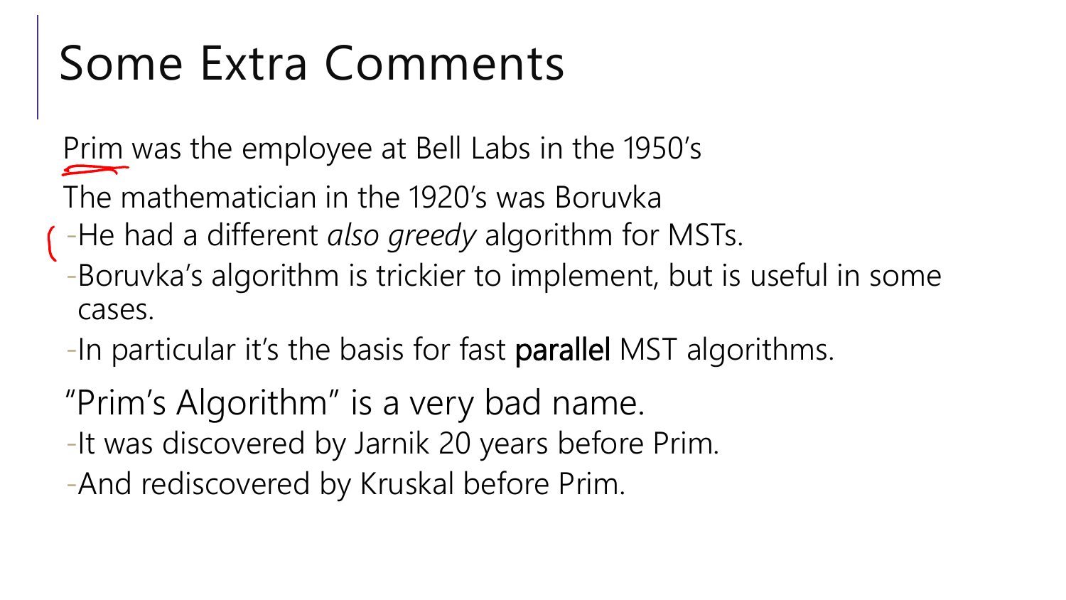# Some Extra Comments

Prim was the employee at Bell Labs in the 1950's

The mathematician in the 1920's was Boruvka

- He had a different *also greedy* algorithm for MSTs.
- Boruvka's algorithm is trickier to implement, but is useful in some cases.
- In particular it's the basis for fast **parallel** MST algorithms.

"Prim's Algorithm" is a very bad name.

- It was discovered by Jarnik 20 years before Prim.
- And rediscovered by Kruskal before Prim.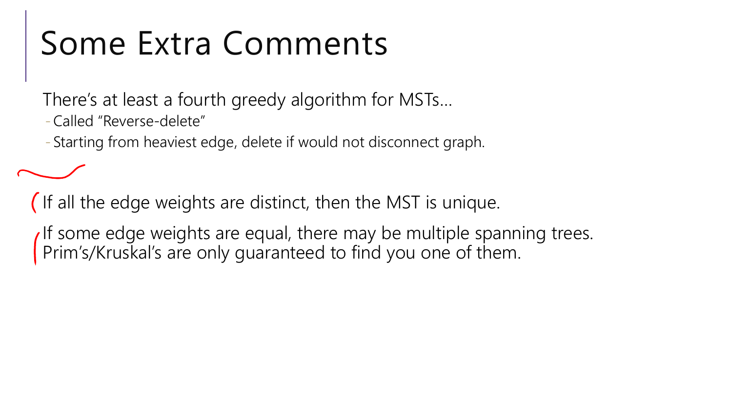# Some Extra Comments

There's at least a fourth greedy algorithm for MSTs…

- Called "Reverse-delete"
- Starting from heaviest edge, delete if would not disconnect graph.

If all the edge weights are distinct, then the MST is unique.

If some edge weights are equal, there may be multiple spanning trees. Prim's/Kruskal's are only guaranteed to find you one of them.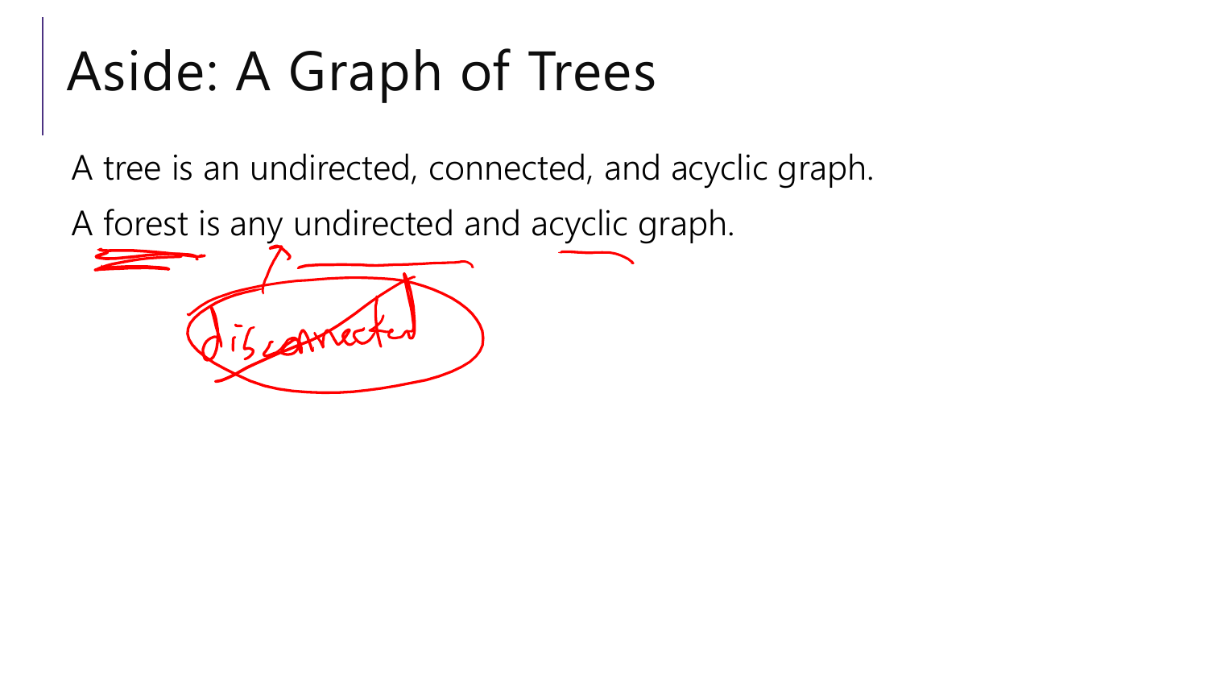# Aside: A Graph of Trees

A tree is an undirected, connected, and acyclic graph.

A forest is any undirected and acyclic graph.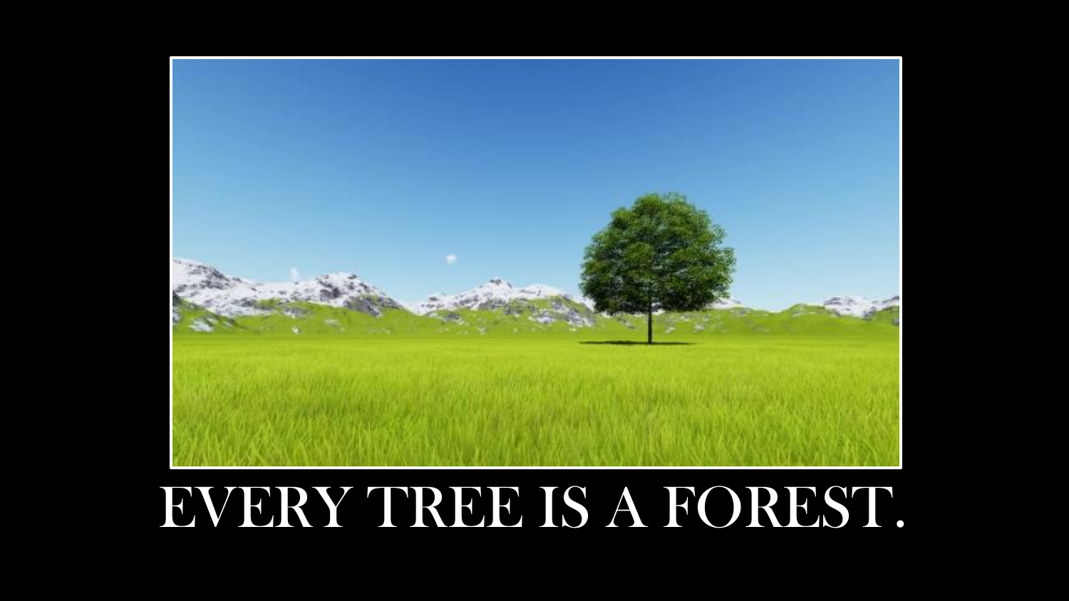EVERY TREE IS A FOREST.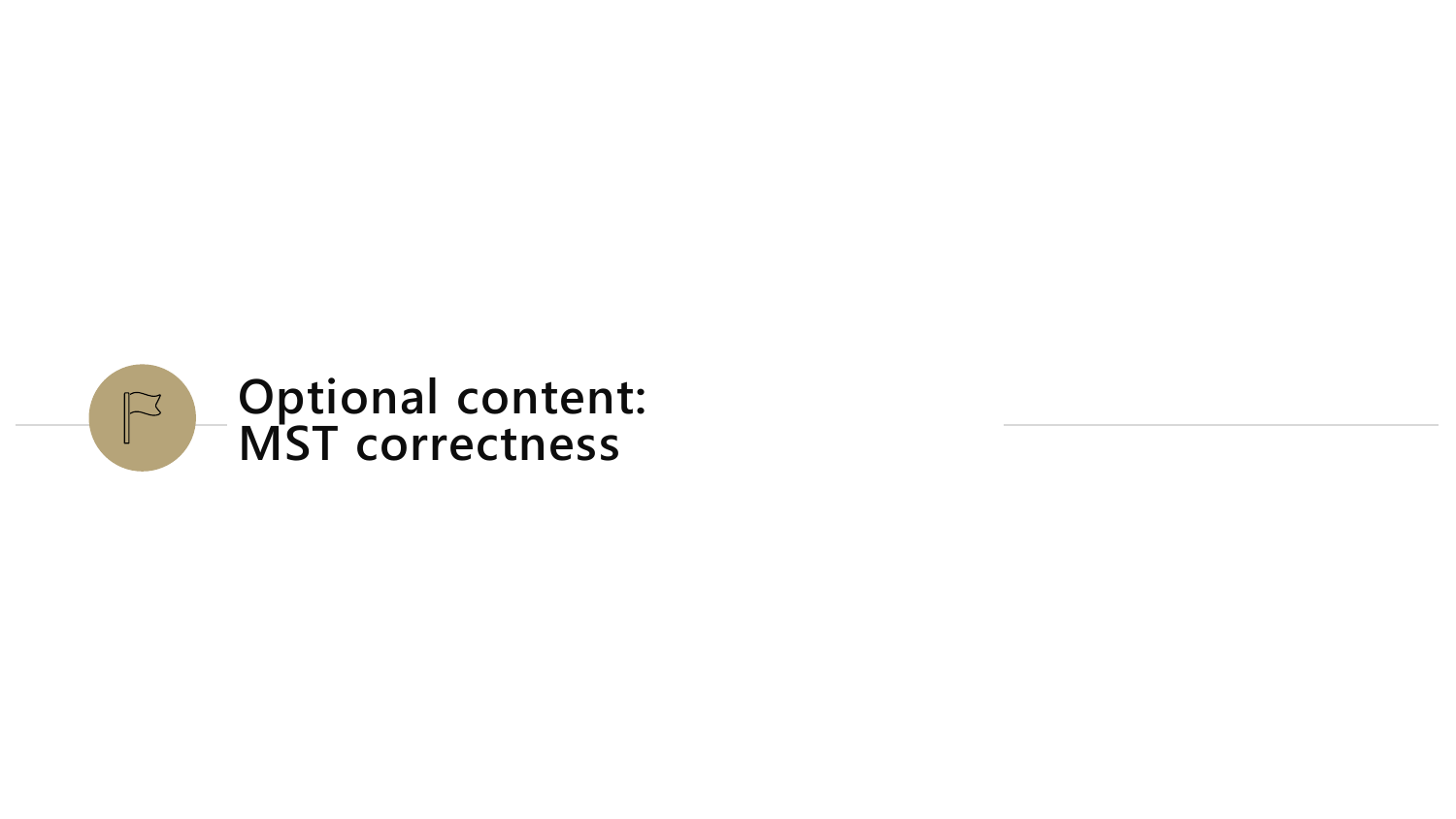# Optional content: MST correctness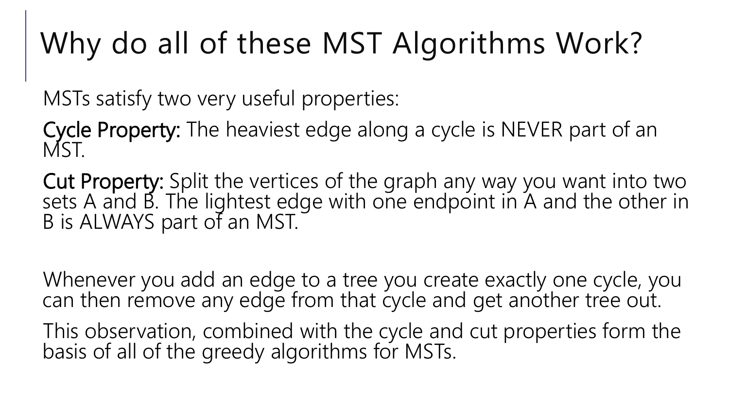# Why do all of these MST Algorithms Work?

MSTs satisfy two very useful properties:

**Cycle Property:** The heaviest edge along a cycle is NEVER part of an MST.

**Cut Property:** Split the vertices of the graph any way you want into two sets A and B. The lightest edge with one endpoint in A and the other in B is ALWAYS part of an MST.

Whenever you add an edge to a tree you create exactly one cycle, you can then remove any edge from that cycle and get another tree out.

This observation, combined with the cycle and cut properties form the basis of all of the greedy algorithms for MSTs.